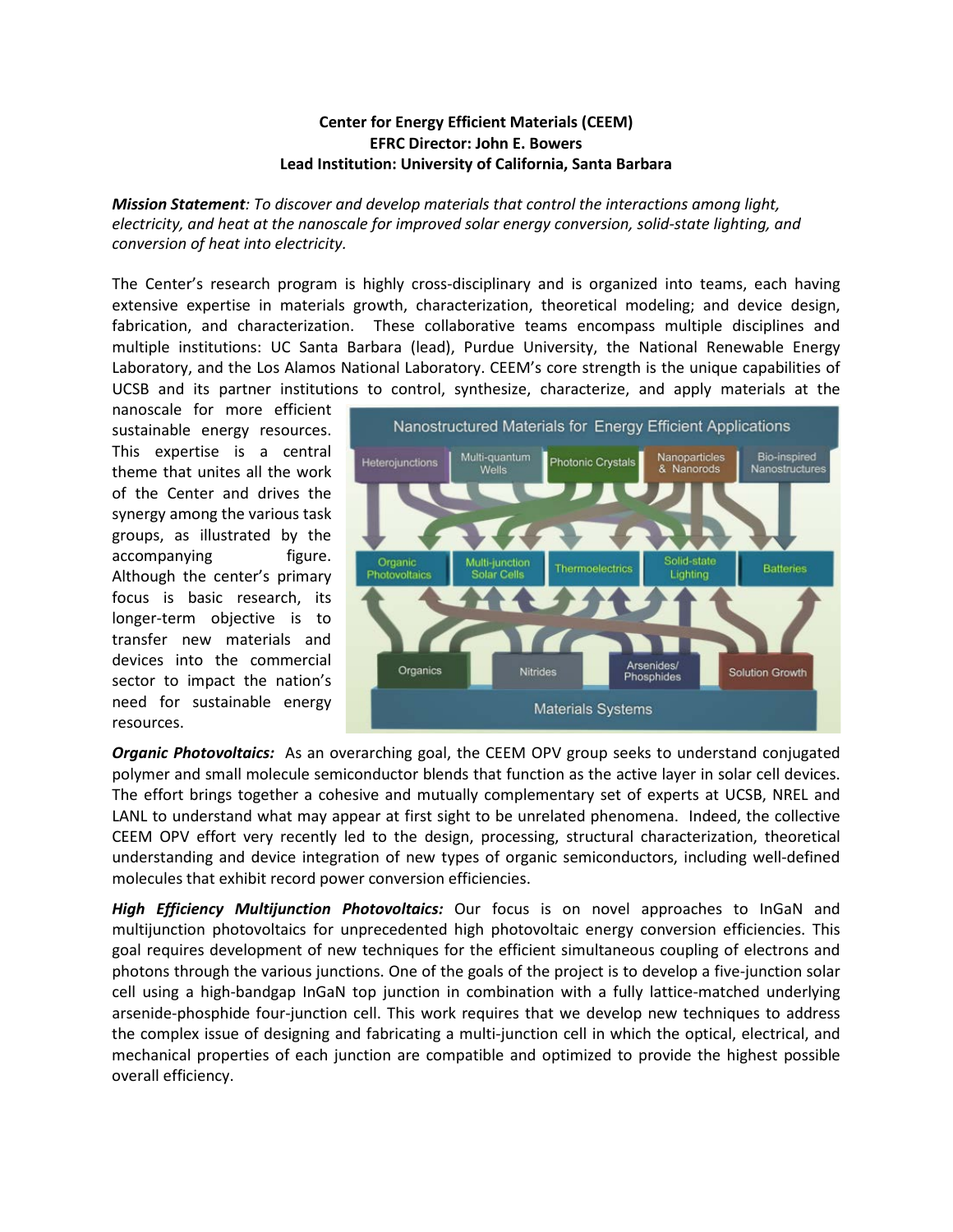**Center for Energy Efficient Materials (CEEM)**
**EFRC Director: John E. Bowers**
**Lead Institution: University of California, Santa Barbara**

***Mission Statement**: To discover and develop materials that control the interactions among light, electricity, and heat at the nanoscale for improved solar energy conversion, solid-state lighting, and conversion of heat into electricity.*

The Center's research program is highly cross-disciplinary and is organized into teams, each having extensive expertise in materials growth, characterization, theoretical modeling; and device design, fabrication, and characterization. These collaborative teams encompass multiple disciplines and multiple institutions: UC Santa Barbara (lead), Purdue University, the National Renewable Energy Laboratory, and the Los Alamos National Laboratory. CEEM's core strength is the unique capabilities of UCSB and its partner institutions to control, synthesize, characterize, and apply materials at the nanoscale for more efficient sustainable energy resources. This expertise is a central theme that unites all the work of the Center and drives the synergy among the various task groups, as illustrated by the accompanying figure. Although the center's primary focus is basic research, its longer-term objective is to transfer new materials and devices into the commercial sector to impact the nation's need for sustainable energy resources.

***Organic Photovoltaics:*** As an overarching goal, the CEEM OPV group seeks to understand conjugated polymer and small molecule semiconductor blends that function as the active layer in solar cell devices. The effort brings together a cohesive and mutually complementary set of experts at UCSB, NREL and LANL to understand what may appear at first sight to be unrelated phenomena. Indeed, the collective CEEM OPV effort very recently led to the design, processing, structural characterization, theoretical understanding and device integration of new types of organic semiconductors, including well-defined molecules that exhibit record power conversion efficiencies.

***High Efficiency Multijunction Photovoltaics:*** Our focus is on novel approaches to InGaN and multijunction photovoltaics for unprecedented high photovoltaic energy conversion efficiencies. This goal requires development of new techniques for the efficient simultaneous coupling of electrons and photons through the various junctions. One of the goals of the project is to develop a five-junction solar cell using a high-bandgap InGaN top junction in combination with a fully lattice-matched underlying arsenide-phosphide four-junction cell. This work requires that we develop new techniques to address the complex issue of designing and fabricating a multi-junction cell in which the optical, electrical, and mechanical properties of each junction are compatible and optimized to provide the highest possible overall efficiency.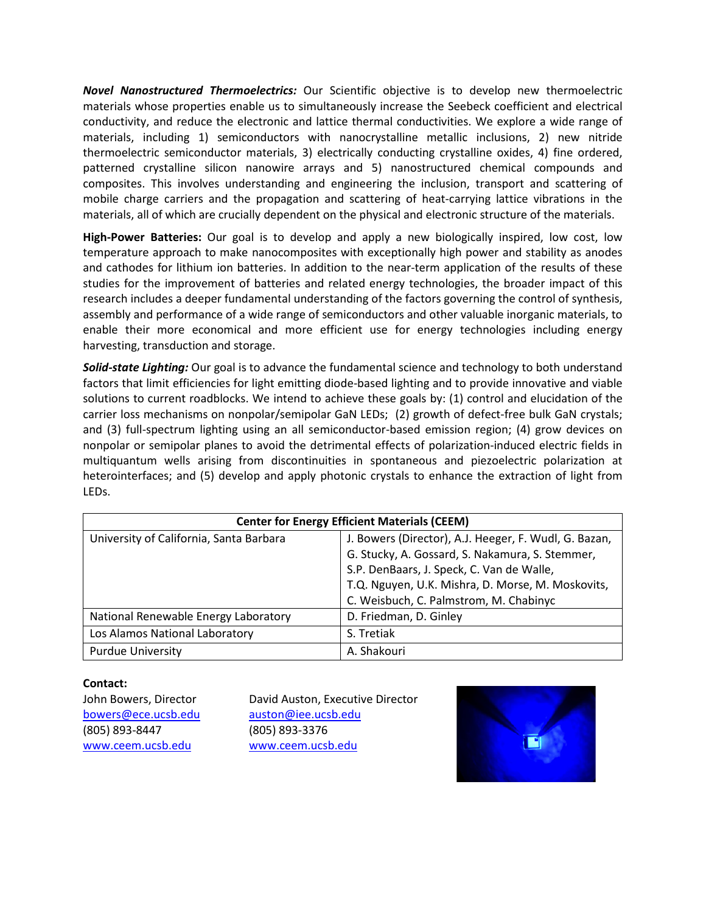***Novel Nanostructured Thermoelectrics:*** Our Scientific objective is to develop new thermoelectric materials whose properties enable us to simultaneously increase the Seebeck coefficient and electrical conductivity, and reduce the electronic and lattice thermal conductivities. We explore a wide range of materials, including 1) semiconductors with nanocrystalline metallic inclusions, 2) new nitride thermoelectric semiconductor materials, 3) electrically conducting crystalline oxides, 4) fine ordered, patterned crystalline silicon nanowire arrays and 5) nanostructured chemical compounds and composites. This involves understanding and engineering the inclusion, transport and scattering of mobile charge carriers and the propagation and scattering of heat-carrying lattice vibrations in the materials, all of which are crucially dependent on the physical and electronic structure of the materials.

**High-Power Batteries:** Our goal is to develop and apply a new biologically inspired, low cost, low temperature approach to make nanocomposites with exceptionally high power and stability as anodes and cathodes for lithium ion batteries. In addition to the near-term application of the results of these studies for the improvement of batteries and related energy technologies, the broader impact of this research includes a deeper fundamental understanding of the factors governing the control of synthesis, assembly and performance of a wide range of semiconductors and other valuable inorganic materials, to enable their more economical and more efficient use for energy technologies including energy harvesting, transduction and storage.

***Solid-state Lighting:*** Our goal is to advance the fundamental science and technology to both understand factors that limit efficiencies for light emitting diode-based lighting and to provide innovative and viable solutions to current roadblocks. We intend to achieve these goals by: (1) control and elucidation of the carrier loss mechanisms on nonpolar/semipolar GaN LEDs; (2) growth of defect-free bulk GaN crystals; and (3) full-spectrum lighting using an all semiconductor-based emission region; (4) grow devices on nonpolar or semipolar planes to avoid the detrimental effects of polarization-induced electric fields in multiquantum wells arising from discontinuities in spontaneous and piezoelectric polarization at heterointerfaces; and (5) develop and apply photonic crystals to enhance the extraction of light from LEDs.

| **Center for Energy Efficient Materials (CEEM)** | |
|---|---|
| University of California, Santa Barbara | J. Bowers (Director), A.J. Heeger, F. Wudl, G. Bazan, G. Stucky, A. Gossard, S. Nakamura, S. Stemmer, S.P. DenBaars, J. Speck, C. Van de Walle, T.Q. Nguyen, U.K. Mishra, D. Morse, M. Moskovits, C. Weisbuch, C. Palmstrom, M. Chabinyc |
| National Renewable Energy Laboratory | D. Friedman, D. Ginley |
| Los Alamos National Laboratory | S. Tretiak |
| Purdue University | A. Shakouri |

**Contact:**

John Bowers, Director
bowers@ece.ucsb.edu
(805) 893-8447
www.ceem.ucsb.edu

David Auston, Executive Director
auston@iee.ucsb.edu
(805) 893-3376
www.ceem.ucsb.edu